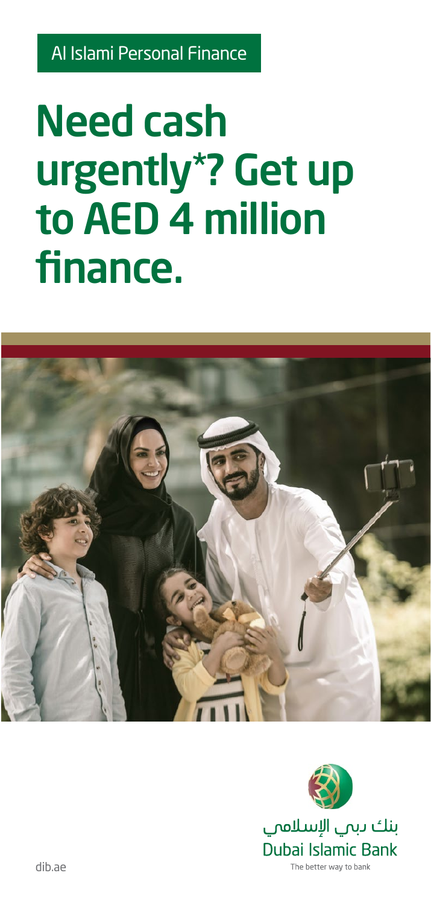Al Islami Personal Finance

# Need cash urgently*? Get up to AED 4 million finance.

بنك دبي الإسلامي
Dubai Islamic Bank
The better way to bank

dib.ae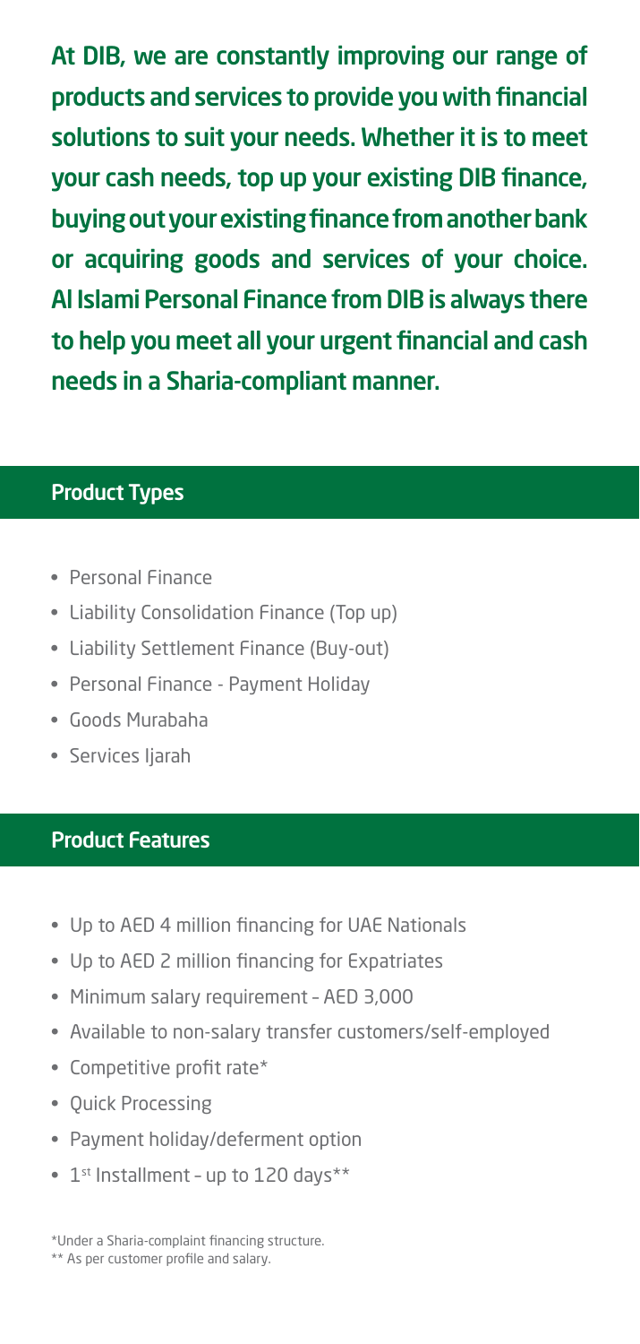**At DIB, we are constantly improving our range of products and services to provide you with financial solutions to suit your needs. Whether it is to meet your cash needs, top up your existing DIB finance, buying out your existing finance from another bank or acquiring goods and services of your choice. Al Islami Personal Finance from DIB is always there to help you meet all your urgent financial and cash needs in a Sharia-compliant manner.**

## Product Types

- Personal Finance
- Liability Consolidation Finance (Top up)
- Liability Settlement Finance (Buy-out)
- Personal Finance - Payment Holiday
- Goods Murabaha
- Services Ijarah

## Product Features

- Up to AED 4 million financing for UAE Nationals
- Up to AED 2 million financing for Expatriates
- Minimum salary requirement – AED 3,000
- Available to non-salary transfer customers/self-employed
- Competitive profit rate*
- Quick Processing
- Payment holiday/deferment option
- 1st Installment – up to 120 days**

*Under a Sharia-complaint financing structure.
** As per customer profile and salary.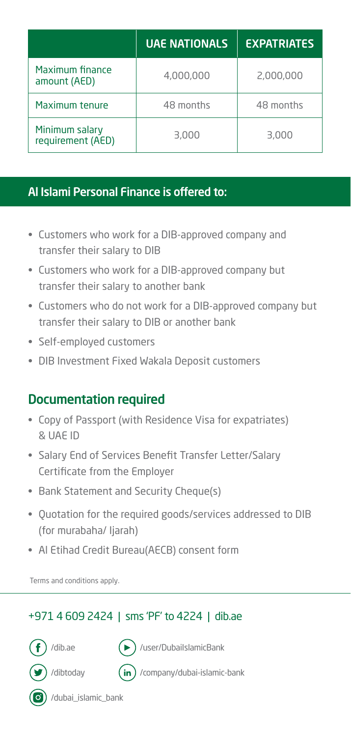| | UAE NATIONALS | EXPATRIATES |
|---|---|---|
| Maximum finance amount (AED) | 4,000,000 | 2,000,000 |
| Maximum tenure | 48 months | 48 months |
| Minimum salary requirement (AED) | 3,000 | 3,000 |

## Al Islami Personal Finance is offered to:

- Customers who work for a DIB-approved company and transfer their salary to DIB
- Customers who work for a DIB-approved company but transfer their salary to another bank
- Customers who do not work for a DIB-approved company but transfer their salary to DIB or another bank
- Self-employed customers
- DIB Investment Fixed Wakala Deposit customers

## Documentation required

- Copy of Passport (with Residence Visa for expatriates) & UAE ID
- Salary End of Services Benefit Transfer Letter/Salary Certificate from the Employer
- Bank Statement and Security Cheque(s)
- Quotation for the required goods/services addressed to DIB (for murabaha/ Ijarah)
- Al Etihad Credit Bureau(AECB) consent form

Terms and conditions apply.

+971 4 609 2424 | sms 'PF' to 4224 | dib.ae

/dib.ae

/user/DubaiIslamicBank

/dibtoday

/company/dubai-islamic-bank

/dubai_islamic_bank